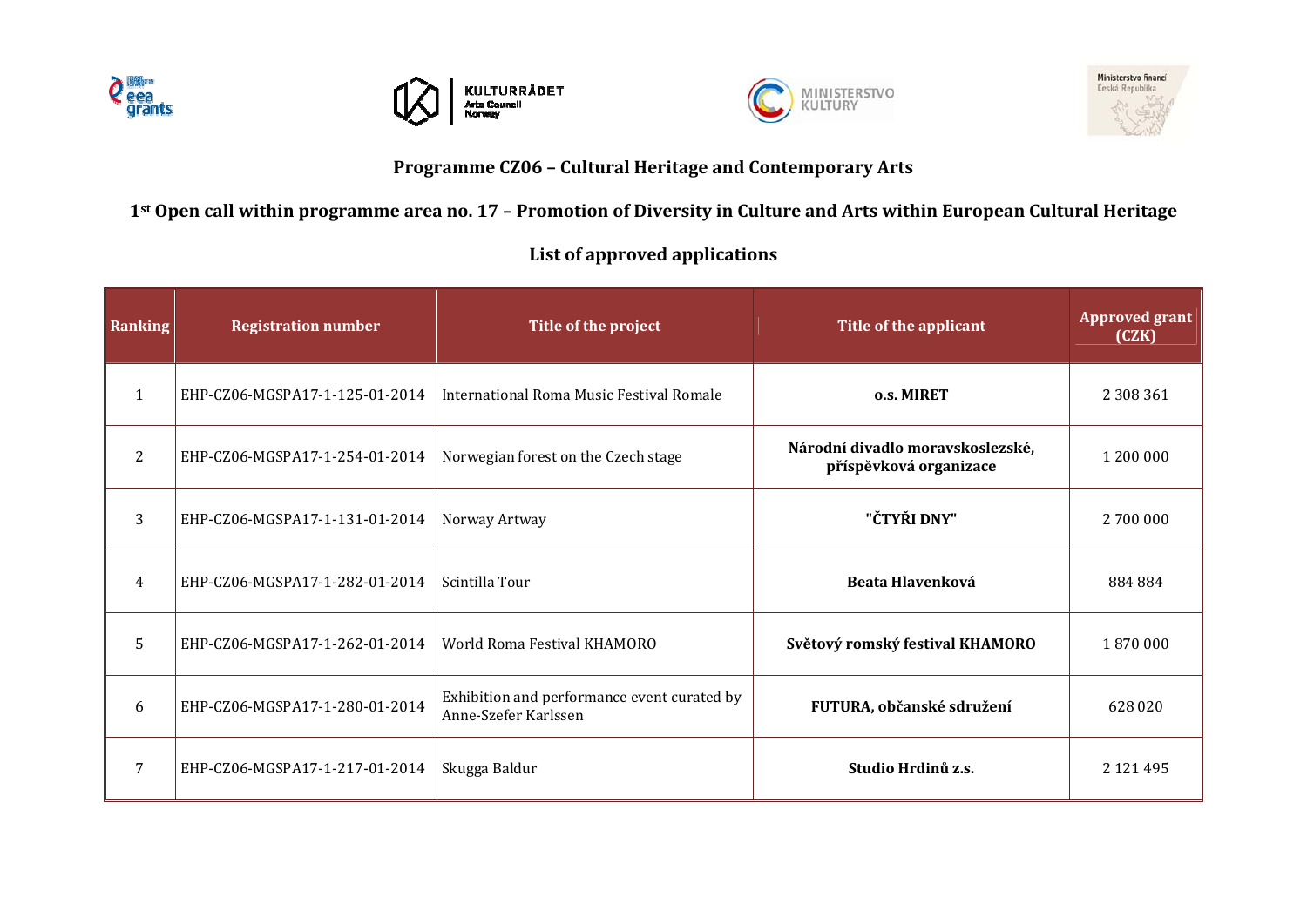## Programme CZ06 – Cultural Heritage and Contemporary Arts

## 1st Open call within programme area no. 17 – Promotion of Diversity in Culture and Arts within European Cultural Heritage

## List of approved applications

| Ranking | Registration number | Title of the project | Title of the applicant | Approved grant (CZK) |
|---|---|---|---|---|
| 1 | EHP-CZ06-MGSPA17-1-125-01-2014 | International Roma Music Festival Romale | **o.s. MIRET** | 2 308 361 |
| 2 | EHP-CZ06-MGSPA17-1-254-01-2014 | Norwegian forest on the Czech stage | **Národní divadlo moravskoslezské, příspěvková organizace** | 1 200 000 |
| 3 | EHP-CZ06-MGSPA17-1-131-01-2014 | Norway Artway | **"ČTYŘI DNY"** | 2 700 000 |
| 4 | EHP-CZ06-MGSPA17-1-282-01-2014 | Scintilla Tour | **Beata Hlavenková** | 884 884 |
| 5 | EHP-CZ06-MGSPA17-1-262-01-2014 | World Roma Festival KHAMORO | **Světový romský festival KHAMORO** | 1 870 000 |
| 6 | EHP-CZ06-MGSPA17-1-280-01-2014 | Exhibition and performance event curated by Anne-Szefer Karlssen | **FUTURA, občanské sdružení** | 628 020 |
| 7 | EHP-CZ06-MGSPA17-1-217-01-2014 | Skugga Baldur | **Studio Hrdinů z.s.** | 2 121 495 |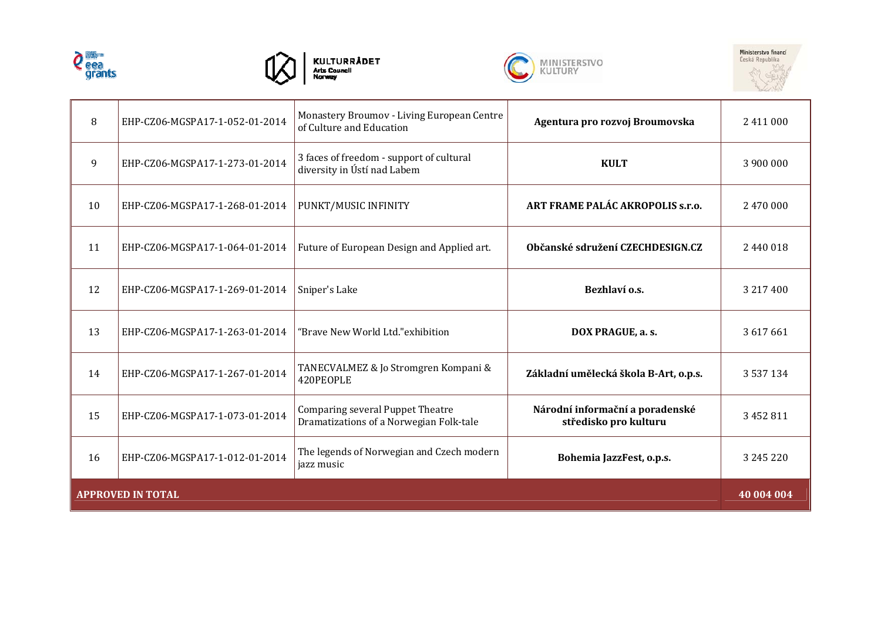| | | | | |
|---|---|---|---|---|
| 8 | EHP-CZ06-MGSPA17-1-052-01-2014 | Monastery Broumov - Living European Centre of Culture and Education | **Agentura pro rozvoj Broumovska** | 2 411 000 |
| 9 | EHP-CZ06-MGSPA17-1-273-01-2014 | 3 faces of freedom - support of cultural diversity in Ústí nad Labem | **KULT** | 3 900 000 |
| 10 | EHP-CZ06-MGSPA17-1-268-01-2014 | PUNKT/MUSIC INFINITY | **ART FRAME PALÁC AKROPOLIS s.r.o.** | 2 470 000 |
| 11 | EHP-CZ06-MGSPA17-1-064-01-2014 | Future of European Design and Applied art. | **Občanské sdružení CZECHDESIGN.CZ** | 2 440 018 |
| 12 | EHP-CZ06-MGSPA17-1-269-01-2014 | Sniper's Lake | **Bezhlaví o.s.** | 3 217 400 |
| 13 | EHP-CZ06-MGSPA17-1-263-01-2014 | "Brave New World Ltd."exhibition | **DOX PRAGUE, a. s.** | 3 617 661 |
| 14 | EHP-CZ06-MGSPA17-1-267-01-2014 | TANECVALMEZ & Jo Stromgren Kompani & 420PEOPLE | **Základní umělecká škola B-Art, o.p.s.** | 3 537 134 |
| 15 | EHP-CZ06-MGSPA17-1-073-01-2014 | Comparing several Puppet Theatre Dramatizations of a Norwegian Folk-tale | **Národní informační a poradenské středisko pro kulturu** | 3 452 811 |
| 16 | EHP-CZ06-MGSPA17-1-012-01-2014 | The legends of Norwegian and Czech modern jazz music | **Bohemia JazzFest, o.p.s.** | 3 245 220 |
| **APPROVED IN TOTAL** | | | | **40 004 004** |